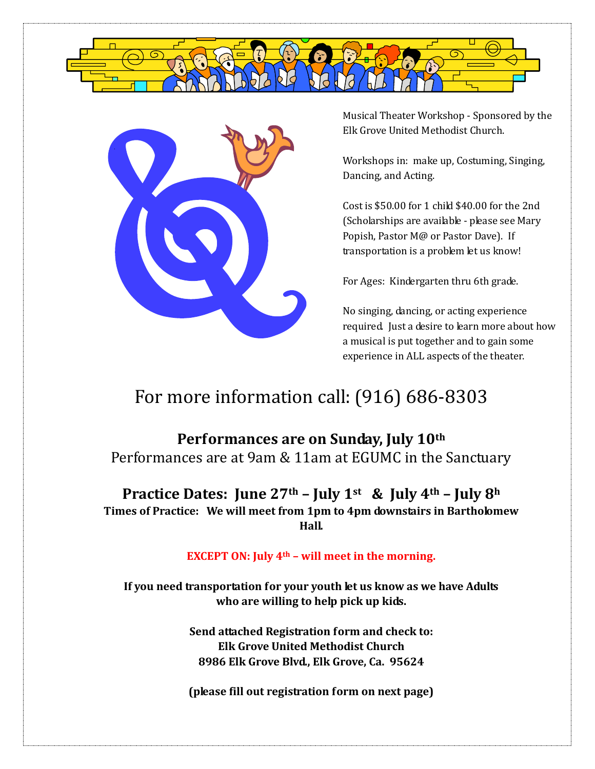Musical Theater Workshop - Sponsored by the Elk Grove United Methodist Church.

Workshops in: make up, Costuming, Singing, Dancing, and Acting.

Cost is $50.00 for 1 child $40.00 for the 2nd (Scholarships are available - please see Mary Popish, Pastor M@ or Pastor Dave). If transportation is a problem let us know!

For Ages: Kindergarten thru 6th grade.

No singing, dancing, or acting experience required. Just a desire to learn more about how a musical is put together and to gain some experience in ALL aspects of the theater.

## For more information call: (916) 686-8303

**Performances are on Sunday, July 10th**

Performances are at 9am & 11am at EGUMC in the Sanctuary

**Practice Dates: June 27th – July 1st & July 4th – July 8h**

**Times of Practice: We will meet from 1pm to 4pm downstairs in Bartholomew Hall.**

**EXCEPT ON: July 4th – will meet in the morning.**

**If you need transportation for your youth let us know as we have Adults who are willing to help pick up kids.**

**Send attached Registration form and check to:**
**Elk Grove United Methodist Church**
**8986 Elk Grove Blvd., Elk Grove, Ca. 95624**

**(please fill out registration form on next page)**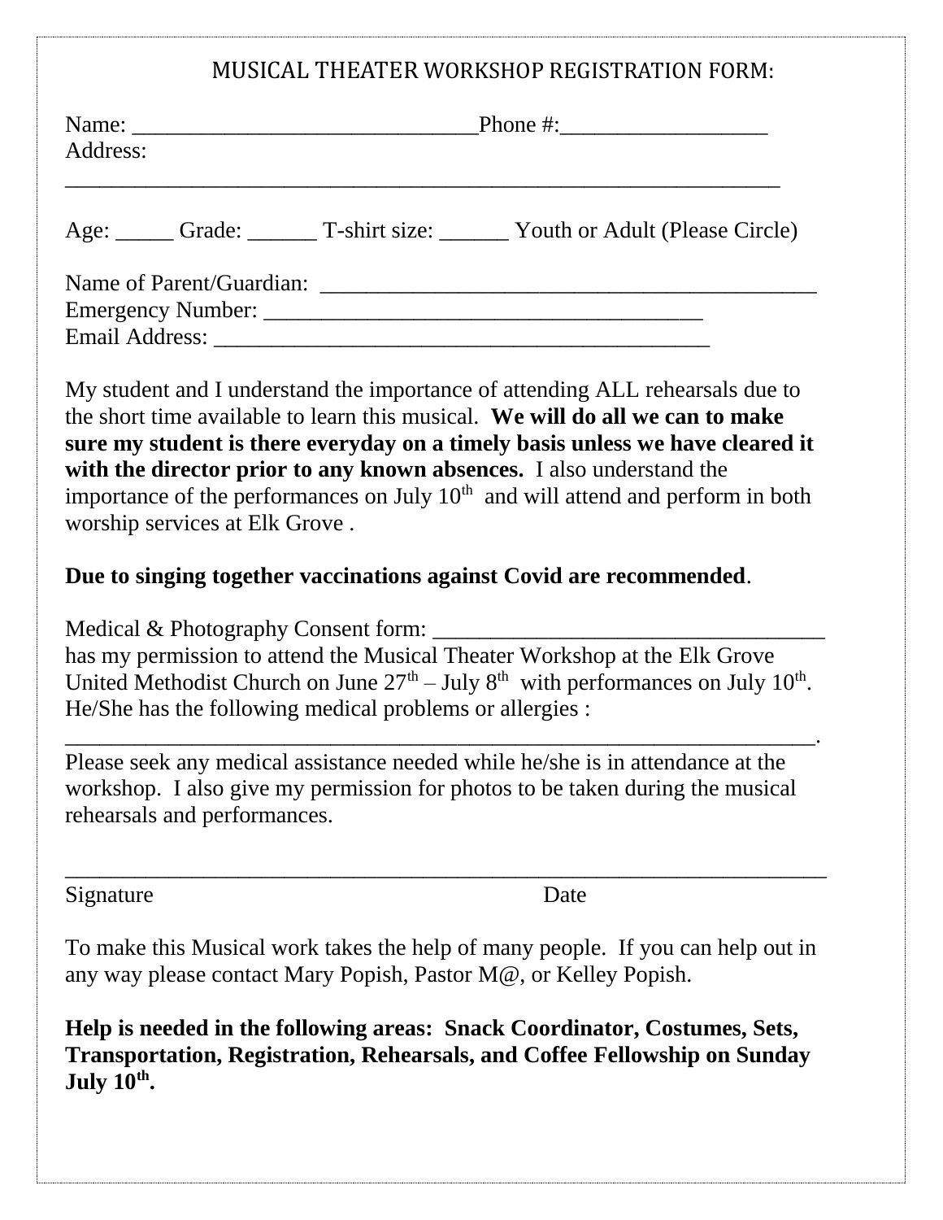# MUSICAL THEATER WORKSHOP REGISTRATION FORM:

Name: ______________________________Phone #:__________________
Address:
_______________________________________________________________

Age: _____ Grade: ______ T-shirt size: ______ Youth or Adult (Please Circle)

Name of Parent/Guardian: ___________________________________________
Emergency Number: ______________________________________
Email Address: ___________________________________________

My student and I understand the importance of attending ALL rehearsals due to the short time available to learn this musical. **We will do all we can to make sure my student is there everyday on a timely basis unless we have cleared it with the director prior to any known absences.** I also understand the importance of the performances on July 10th and will attend and perform in both worship services at Elk Grove .

**Due to singing together vaccinations against Covid are recommended**.

Medical & Photography Consent form: __________________________________ has my permission to attend the Musical Theater Workshop at the Elk Grove United Methodist Church on June 27th – July 8th with performances on July 10th. He/She has the following medical problems or allergies :
__________________________________________________________________.
Please seek any medical assistance needed while he/she is in attendance at the workshop. I also give my permission for photos to be taken during the musical rehearsals and performances.

___________________________________________________________________
Signature                                                    Date

To make this Musical work takes the help of many people. If you can help out in any way please contact Mary Popish, Pastor M@, or Kelley Popish.

**Help is needed in the following areas: Snack Coordinator, Costumes, Sets, Transportation, Registration, Rehearsals, and Coffee Fellowship on Sunday July 10th.**